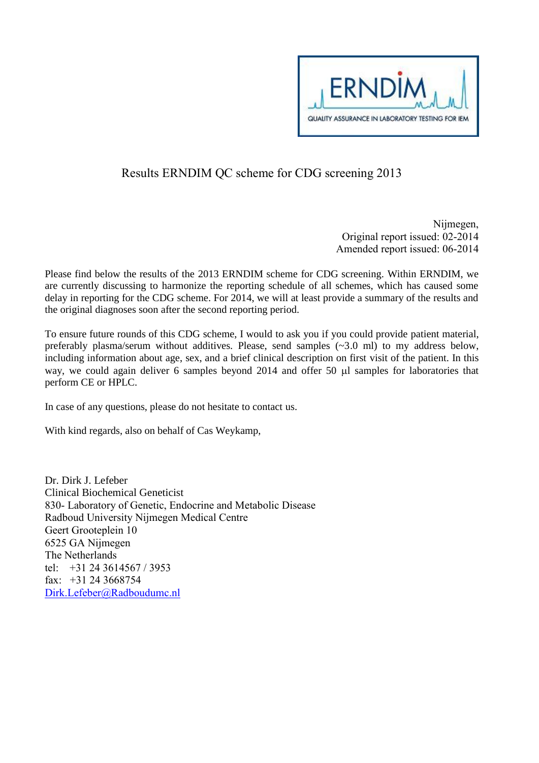# Results ERNDIM QC scheme for CDG screening 2013

Nijmegen,
Original report issued: 02-2014
Amended report issued: 06-2014

Please find below the results of the 2013 ERNDIM scheme for CDG screening. Within ERNDIM, we are currently discussing to harmonize the reporting schedule of all schemes, which has caused some delay in reporting for the CDG scheme. For 2014, we will at least provide a summary of the results and the original diagnoses soon after the second reporting period.

To ensure future rounds of this CDG scheme, I would to ask you if you could provide patient material, preferably plasma/serum without additives. Please, send samples (~3.0 ml) to my address below, including information about age, sex, and a brief clinical description on first visit of the patient. In this way, we could again deliver 6 samples beyond 2014 and offer 50 μl samples for laboratories that perform CE or HPLC.

In case of any questions, please do not hesitate to contact us.

With kind regards, also on behalf of Cas Weykamp,

Dr. Dirk J. Lefeber
Clinical Biochemical Geneticist
830- Laboratory of Genetic, Endocrine and Metabolic Disease
Radboud University Nijmegen Medical Centre
Geert Grooteplein 10
6525 GA Nijmegen
The Netherlands
tel: +31 24 3614567 / 3953
fax: +31 24 3668754
Dirk.Lefeber@Radboudumc.nl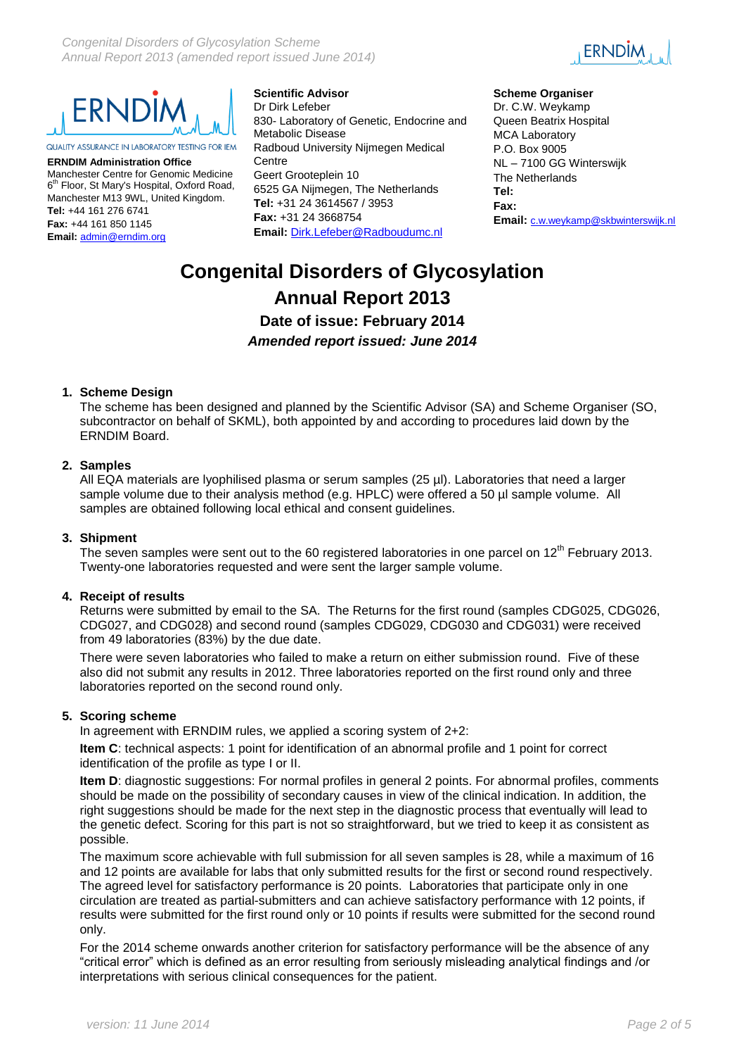ERNDIM

QUALITY ASSURANCE IN LABORATORY TESTING FOR IEM

**ERNDIM Administration Office**
Manchester Centre for Genomic Medicine
6th Floor, St Mary's Hospital, Oxford Road,
Manchester M13 9WL, United Kingdom.
**Tel:** +44 161 276 6741
**Fax:** +44 161 850 1145
**Email:** admin@erndim.org

**Scientific Advisor**
Dr Dirk Lefeber
830- Laboratory of Genetic, Endocrine and Metabolic Disease
Radboud University Nijmegen Medical Centre
Geert Grooteplein 10
6525 GA Nijmegen, The Netherlands
**Tel:** +31 24 3614567 / 3953
**Fax:** +31 24 3668754
**Email:** Dirk.Lefeber@Radboudumc.nl

**Scheme Organiser**
Dr. C.W. Weykamp
Queen Beatrix Hospital
MCA Laboratory
P.O. Box 9005
NL – 7100 GG Winterswijk
The Netherlands
**Tel:**
**Fax:**
**Email:** c.w.weykamp@skbwinterswijk.nl

# Congenital Disorders of Glycosylation
# Annual Report 2013
### Date of issue: February 2014
### *Amended report issued: June 2014*

## 1. Scheme Design

The scheme has been designed and planned by the Scientific Advisor (SA) and Scheme Organiser (SO, subcontractor on behalf of SKML), both appointed by and according to procedures laid down by the ERNDIM Board.

## 2. Samples

All EQA materials are lyophilised plasma or serum samples (25 µl). Laboratories that need a larger sample volume due to their analysis method (e.g. HPLC) were offered a 50 µl sample volume. All samples are obtained following local ethical and consent guidelines.

## 3. Shipment

The seven samples were sent out to the 60 registered laboratories in one parcel on 12th February 2013. Twenty-one laboratories requested and were sent the larger sample volume.

## 4. Receipt of results

Returns were submitted by email to the SA. The Returns for the first round (samples CDG025, CDG026, CDG027, and CDG028) and second round (samples CDG029, CDG030 and CDG031) were received from 49 laboratories (83%) by the due date.

There were seven laboratories who failed to make a return on either submission round. Five of these also did not submit any results in 2012. Three laboratories reported on the first round only and three laboratories reported on the second round only.

## 5. Scoring scheme

In agreement with ERNDIM rules, we applied a scoring system of 2+2:

**Item C**: technical aspects: 1 point for identification of an abnormal profile and 1 point for correct identification of the profile as type I or II.

**Item D**: diagnostic suggestions: For normal profiles in general 2 points. For abnormal profiles, comments should be made on the possibility of secondary causes in view of the clinical indication. In addition, the right suggestions should be made for the next step in the diagnostic process that eventually will lead to the genetic defect. Scoring for this part is not so straightforward, but we tried to keep it as consistent as possible.

The maximum score achievable with full submission for all seven samples is 28, while a maximum of 16 and 12 points are available for labs that only submitted results for the first or second round respectively. The agreed level for satisfactory performance is 20 points. Laboratories that participate only in one circulation are treated as partial-submitters and can achieve satisfactory performance with 12 points, if results were submitted for the first round only or 10 points if results were submitted for the second round only.

For the 2014 scheme onwards another criterion for satisfactory performance will be the absence of any "critical error" which is defined as an error resulting from seriously misleading analytical findings and /or interpretations with serious clinical consequences for the patient.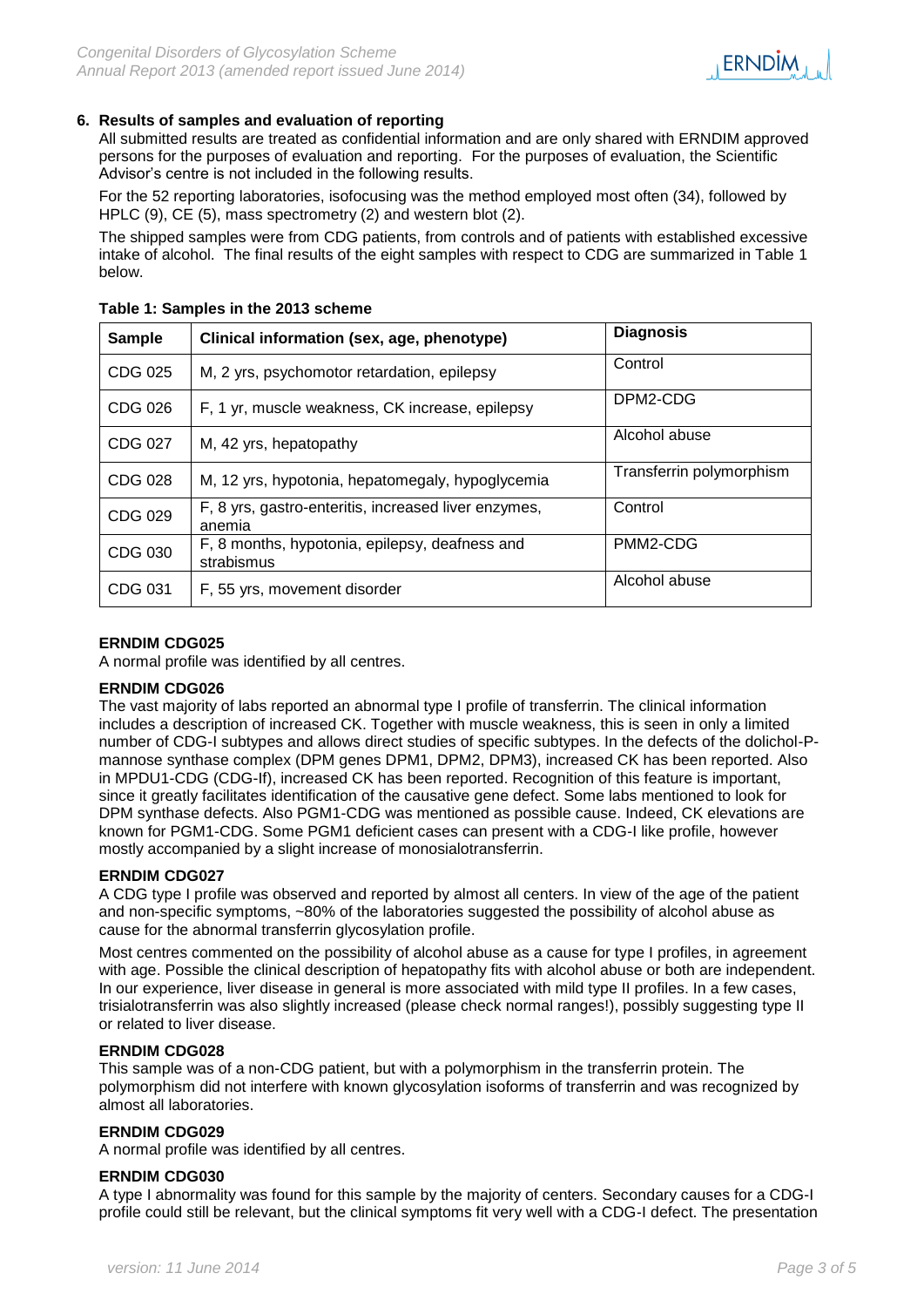## 6. Results of samples and evaluation of reporting

All submitted results are treated as confidential information and are only shared with ERNDIM approved persons for the purposes of evaluation and reporting. For the purposes of evaluation, the Scientific Advisor's centre is not included in the following results.

For the 52 reporting laboratories, isofocusing was the method employed most often (34), followed by HPLC (9), CE (5), mass spectrometry (2) and western blot (2).

The shipped samples were from CDG patients, from controls and of patients with established excessive intake of alcohol. The final results of the eight samples with respect to CDG are summarized in Table 1 below.

**Table 1: Samples in the 2013 scheme**

| Sample | Clinical information (sex, age, phenotype) | Diagnosis |
|---|---|---|
| CDG 025 | M, 2 yrs, psychomotor retardation, epilepsy | Control |
| CDG 026 | F, 1 yr, muscle weakness, CK increase, epilepsy | DPM2-CDG |
| CDG 027 | M, 42 yrs, hepatopathy | Alcohol abuse |
| CDG 028 | M, 12 yrs, hypotonia, hepatomegaly, hypoglycemia | Transferrin polymorphism |
| CDG 029 | F, 8 yrs, gastro-enteritis, increased liver enzymes, anemia | Control |
| CDG 030 | F, 8 months, hypotonia, epilepsy, deafness and strabismus | PMM2-CDG |
| CDG 031 | F, 55 yrs, movement disorder | Alcohol abuse |

### ERNDIM CDG025

A normal profile was identified by all centres.

### ERNDIM CDG026

The vast majority of labs reported an abnormal type I profile of transferrin. The clinical information includes a description of increased CK. Together with muscle weakness, this is seen in only a limited number of CDG-I subtypes and allows direct studies of specific subtypes. In the defects of the dolichol-P-mannose synthase complex (DPM genes DPM1, DPM2, DPM3), increased CK has been reported. Also in MPDU1-CDG (CDG-If), increased CK has been reported. Recognition of this feature is important, since it greatly facilitates identification of the causative gene defect. Some labs mentioned to look for DPM synthase defects. Also PGM1-CDG was mentioned as possible cause. Indeed, CK elevations are known for PGM1-CDG. Some PGM1 deficient cases can present with a CDG-I like profile, however mostly accompanied by a slight increase of monosialotransferrin.

### ERNDIM CDG027

A CDG type I profile was observed and reported by almost all centers. In view of the age of the patient and non-specific symptoms, ~80% of the laboratories suggested the possibility of alcohol abuse as cause for the abnormal transferrin glycosylation profile.

Most centres commented on the possibility of alcohol abuse as a cause for type I profiles, in agreement with age. Possible the clinical description of hepatopathy fits with alcohol abuse or both are independent. In our experience, liver disease in general is more associated with mild type II profiles. In a few cases, trisialotransferrin was also slightly increased (please check normal ranges!), possibly suggesting type II or related to liver disease.

### ERNDIM CDG028

This sample was of a non-CDG patient, but with a polymorphism in the transferrin protein. The polymorphism did not interfere with known glycosylation isoforms of transferrin and was recognized by almost all laboratories.

### ERNDIM CDG029

A normal profile was identified by all centres.

### ERNDIM CDG030

A type I abnormality was found for this sample by the majority of centers. Secondary causes for a CDG-I profile could still be relevant, but the clinical symptoms fit very well with a CDG-I defect. The presentation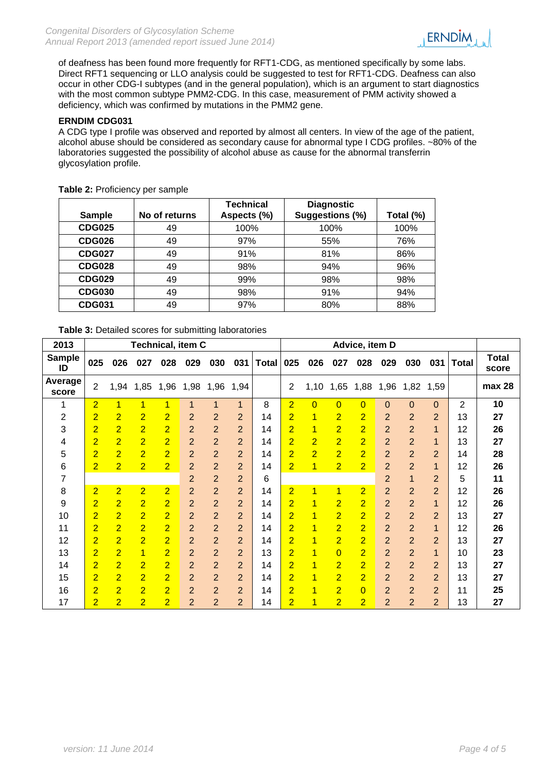of deafness has been found more frequently for RFT1-CDG, as mentioned specifically by some labs. Direct RFT1 sequencing or LLO analysis could be suggested to test for RFT1-CDG. Deafness can also occur in other CDG-I subtypes (and in the general population), which is an argument to start diagnostics with the most common subtype PMM2-CDG. In this case, measurement of PMM activity showed a deficiency, which was confirmed by mutations in the PMM2 gene.

**ERNDIM CDG031**

A CDG type I profile was observed and reported by almost all centers. In view of the age of the patient, alcohol abuse should be considered as secondary cause for abnormal type I CDG profiles. ~80% of the laboratories suggested the possibility of alcohol abuse as cause for the abnormal transferrin glycosylation profile.

**Table 2:** Proficiency per sample

| Sample | No of returns | Technical Aspects (%) | Diagnostic Suggestions (%) | Total (%) |
|---|---|---|---|---|
| **CDG025** | 49 | 100% | 100% | 100% |
| **CDG026** | 49 | 97% | 55% | 76% |
| **CDG027** | 49 | 91% | 81% | 86% |
| **CDG028** | 49 | 98% | 94% | 96% |
| **CDG029** | 49 | 99% | 98% | 98% |
| **CDG030** | 49 | 98% | 91% | 94% |
| **CDG031** | 49 | 97% | 80% | 88% |

**Table 3:** Detailed scores for submitting laboratories

| 2013 | Technical, item C | | | | | | | | Advice, item D | | | | | | | | |
|---|---|---|---|---|---|---|---|---|---|---|---|---|---|---|---|---|---|
| **Sample ID** | **025** | **026** | **027** | **028** | **029** | **030** | **031** | **Total** | **025** | **026** | **027** | **028** | **029** | **030** | **031** | **Total** | **Total score** |
| **Average score** | 2 | 1,94 | 1,85 | 1,96 | 1,98 | 1,96 | 1,94 | | 2 | 1,10 | 1,65 | 1,88 | 1,96 | 1,82 | 1,59 | | **max 28** |
| 1 | 2 | 1 | 1 | 1 | 1 | 1 | 1 | 8 | 2 | 0 | 0 | 0 | 0 | 0 | 0 | 2 | **10** |
| 2 | 2 | 2 | 2 | 2 | 2 | 2 | 2 | 14 | 2 | 1 | 2 | 2 | 2 | 2 | 2 | 13 | **27** |
| 3 | 2 | 2 | 2 | 2 | 2 | 2 | 2 | 14 | 2 | 1 | 2 | 2 | 2 | 2 | 1 | 12 | **26** |
| 4 | 2 | 2 | 2 | 2 | 2 | 2 | 2 | 14 | 2 | 2 | 2 | 2 | 2 | 2 | 1 | 13 | **27** |
| 5 | 2 | 2 | 2 | 2 | 2 | 2 | 2 | 14 | 2 | 2 | 2 | 2 | 2 | 2 | 2 | 14 | **28** |
| 6 | 2 | 2 | 2 | 2 | 2 | 2 | 2 | 14 | 2 | 1 | 2 | 2 | 2 | 2 | 1 | 12 | **26** |
| 7 | | | | | 2 | 2 | 2 | 6 | | | | | 2 | 1 | 2 | 5 | **11** |
| 8 | 2 | 2 | 2 | 2 | 2 | 2 | 2 | 14 | 2 | 1 | 1 | 2 | 2 | 2 | 2 | 12 | **26** |
| 9 | 2 | 2 | 2 | 2 | 2 | 2 | 2 | 14 | 2 | 1 | 2 | 2 | 2 | 2 | 1 | 12 | **26** |
| 10 | 2 | 2 | 2 | 2 | 2 | 2 | 2 | 14 | 2 | 1 | 2 | 2 | 2 | 2 | 2 | 13 | **27** |
| 11 | 2 | 2 | 2 | 2 | 2 | 2 | 2 | 14 | 2 | 1 | 2 | 2 | 2 | 2 | 1 | 12 | **26** |
| 12 | 2 | 2 | 2 | 2 | 2 | 2 | 2 | 14 | 2 | 1 | 2 | 2 | 2 | 2 | 2 | 13 | **27** |
| 13 | 2 | 2 | 1 | 2 | 2 | 2 | 2 | 13 | 2 | 1 | 0 | 2 | 2 | 2 | 1 | 10 | **23** |
| 14 | 2 | 2 | 2 | 2 | 2 | 2 | 2 | 14 | 2 | 1 | 2 | 2 | 2 | 2 | 2 | 13 | **27** |
| 15 | 2 | 2 | 2 | 2 | 2 | 2 | 2 | 14 | 2 | 1 | 2 | 2 | 2 | 2 | 2 | 13 | **27** |
| 16 | 2 | 2 | 2 | 2 | 2 | 2 | 2 | 14 | 2 | 1 | 2 | 0 | 2 | 2 | 2 | 11 | **25** |
| 17 | 2 | 2 | 2 | 2 | 2 | 2 | 2 | 14 | 2 | 1 | 2 | 2 | 2 | 2 | 2 | 13 | **27** |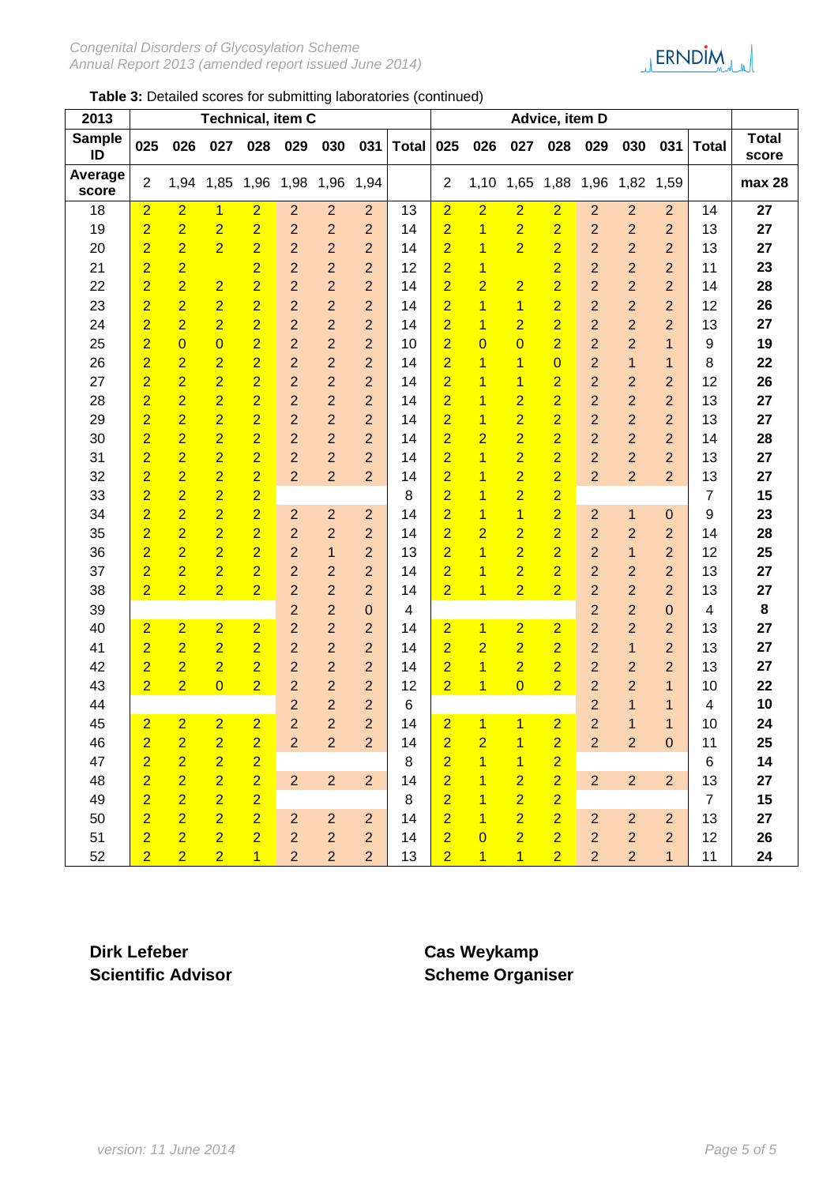**Table 3:** Detailed scores for submitting laboratories (continued)

| 2013 | Technical, item C | | | | | | | | Advice, item D | | | | | | | | |
|---|---|---|---|---|---|---|---|---|---|---|---|---|---|---|---|---|---|
| Sample ID | 025 | 026 | 027 | 028 | 029 | 030 | 031 | Total | 025 | 026 | 027 | 028 | 029 | 030 | 031 | Total | Total score |
| Average score | 2 | 1,94 | 1,85 | 1,96 | 1,98 | 1,96 | 1,94 | | 2 | 1,10 | 1,65 | 1,88 | 1,96 | 1,82 | 1,59 | | max 28 |
| 18 | 2 | 2 | 1 | 2 | 2 | 2 | 2 | 13 | 2 | 2 | 2 | 2 | 2 | 2 | 2 | 14 | **27** |
| 19 | 2 | 2 | 2 | 2 | 2 | 2 | 2 | 14 | 2 | 1 | 2 | 2 | 2 | 2 | 2 | 13 | **27** |
| 20 | 2 | 2 | 2 | 2 | 2 | 2 | 2 | 14 | 2 | 1 | 2 | 2 | 2 | 2 | 2 | 13 | **27** |
| 21 | 2 | 2 | | 2 | 2 | 2 | 2 | 12 | 2 | 1 | | 2 | 2 | 2 | 2 | 11 | **23** |
| 22 | 2 | 2 | 2 | 2 | 2 | 2 | 2 | 14 | 2 | 2 | 2 | 2 | 2 | 2 | 2 | 14 | **28** |
| 23 | 2 | 2 | 2 | 2 | 2 | 2 | 2 | 14 | 2 | 1 | 1 | 2 | 2 | 2 | 2 | 12 | **26** |
| 24 | 2 | 2 | 2 | 2 | 2 | 2 | 2 | 14 | 2 | 1 | 2 | 2 | 2 | 2 | 2 | 13 | **27** |
| 25 | 2 | 0 | 0 | 2 | 2 | 2 | 2 | 10 | 2 | 0 | 0 | 2 | 2 | 2 | 1 | 9 | **19** |
| 26 | 2 | 2 | 2 | 2 | 2 | 2 | 2 | 14 | 2 | 1 | 1 | 0 | 2 | 1 | 1 | 8 | **22** |
| 27 | 2 | 2 | 2 | 2 | 2 | 2 | 2 | 14 | 2 | 1 | 1 | 2 | 2 | 2 | 2 | 12 | **26** |
| 28 | 2 | 2 | 2 | 2 | 2 | 2 | 2 | 14 | 2 | 1 | 2 | 2 | 2 | 2 | 2 | 13 | **27** |
| 29 | 2 | 2 | 2 | 2 | 2 | 2 | 2 | 14 | 2 | 1 | 2 | 2 | 2 | 2 | 2 | 13 | **27** |
| 30 | 2 | 2 | 2 | 2 | 2 | 2 | 2 | 14 | 2 | 2 | 2 | 2 | 2 | 2 | 2 | 14 | **28** |
| 31 | 2 | 2 | 2 | 2 | 2 | 2 | 2 | 14 | 2 | 1 | 2 | 2 | 2 | 2 | 2 | 13 | **27** |
| 32 | 2 | 2 | 2 | 2 | 2 | 2 | 2 | 14 | 2 | 1 | 2 | 2 | 2 | 2 | 2 | 13 | **27** |
| 33 | 2 | 2 | 2 | 2 | | | | 8 | 2 | 1 | 2 | 2 | | | | 7 | **15** |
| 34 | 2 | 2 | 2 | 2 | 2 | 2 | 2 | 14 | 2 | 1 | 1 | 2 | 2 | 1 | 0 | 9 | **23** |
| 35 | 2 | 2 | 2 | 2 | 2 | 2 | 2 | 14 | 2 | 2 | 2 | 2 | 2 | 2 | 2 | 14 | **28** |
| 36 | 2 | 2 | 2 | 2 | 2 | 1 | 2 | 13 | 2 | 1 | 2 | 2 | 2 | 1 | 2 | 12 | **25** |
| 37 | 2 | 2 | 2 | 2 | 2 | 2 | 2 | 14 | 2 | 1 | 2 | 2 | 2 | 2 | 2 | 13 | **27** |
| 38 | 2 | 2 | 2 | 2 | 2 | 2 | 2 | 14 | 2 | 1 | 2 | 2 | 2 | 2 | 2 | 13 | **27** |
| 39 | | | | | 2 | 2 | 0 | 4 | | | | | 2 | 2 | 0 | 4 | **8** |
| 40 | 2 | 2 | 2 | 2 | 2 | 2 | 2 | 14 | 2 | 1 | 2 | 2 | 2 | 2 | 2 | 13 | **27** |
| 41 | 2 | 2 | 2 | 2 | 2 | 2 | 2 | 14 | 2 | 2 | 2 | 2 | 2 | 1 | 2 | 13 | **27** |
| 42 | 2 | 2 | 2 | 2 | 2 | 2 | 2 | 14 | 2 | 1 | 2 | 2 | 2 | 2 | 2 | 13 | **27** |
| 43 | 2 | 2 | 0 | 2 | 2 | 2 | 2 | 12 | 2 | 1 | 0 | 2 | 2 | 2 | 1 | 10 | **22** |
| 44 | | | | | 2 | 2 | 2 | 6 | | | | | 2 | 1 | 1 | 4 | **10** |
| 45 | 2 | 2 | 2 | 2 | 2 | 2 | 2 | 14 | 2 | 1 | 1 | 2 | 2 | 1 | 1 | 10 | **24** |
| 46 | 2 | 2 | 2 | 2 | 2 | 2 | 2 | 14 | 2 | 2 | 1 | 2 | 2 | 2 | 0 | 11 | **25** |
| 47 | 2 | 2 | 2 | 2 | | | | 8 | 2 | 1 | 1 | 2 | | | | 6 | **14** |
| 48 | 2 | 2 | 2 | 2 | 2 | 2 | 2 | 14 | 2 | 1 | 2 | 2 | 2 | 2 | 2 | 13 | **27** |
| 49 | 2 | 2 | 2 | 2 | | | | 8 | 2 | 1 | 2 | 2 | | | | 7 | **15** |
| 50 | 2 | 2 | 2 | 2 | 2 | 2 | 2 | 14 | 2 | 1 | 2 | 2 | 2 | 2 | 2 | 13 | **27** |
| 51 | 2 | 2 | 2 | 2 | 2 | 2 | 2 | 14 | 2 | 0 | 2 | 2 | 2 | 2 | 2 | 12 | **26** |
| 52 | 2 | 2 | 2 | 1 | 2 | 2 | 2 | 13 | 2 | 1 | 1 | 2 | 2 | 2 | 1 | 11 | **24** |

**Dirk Lefeber**
**Scientific Advisor**

**Cas Weykamp**
**Scheme Organiser**